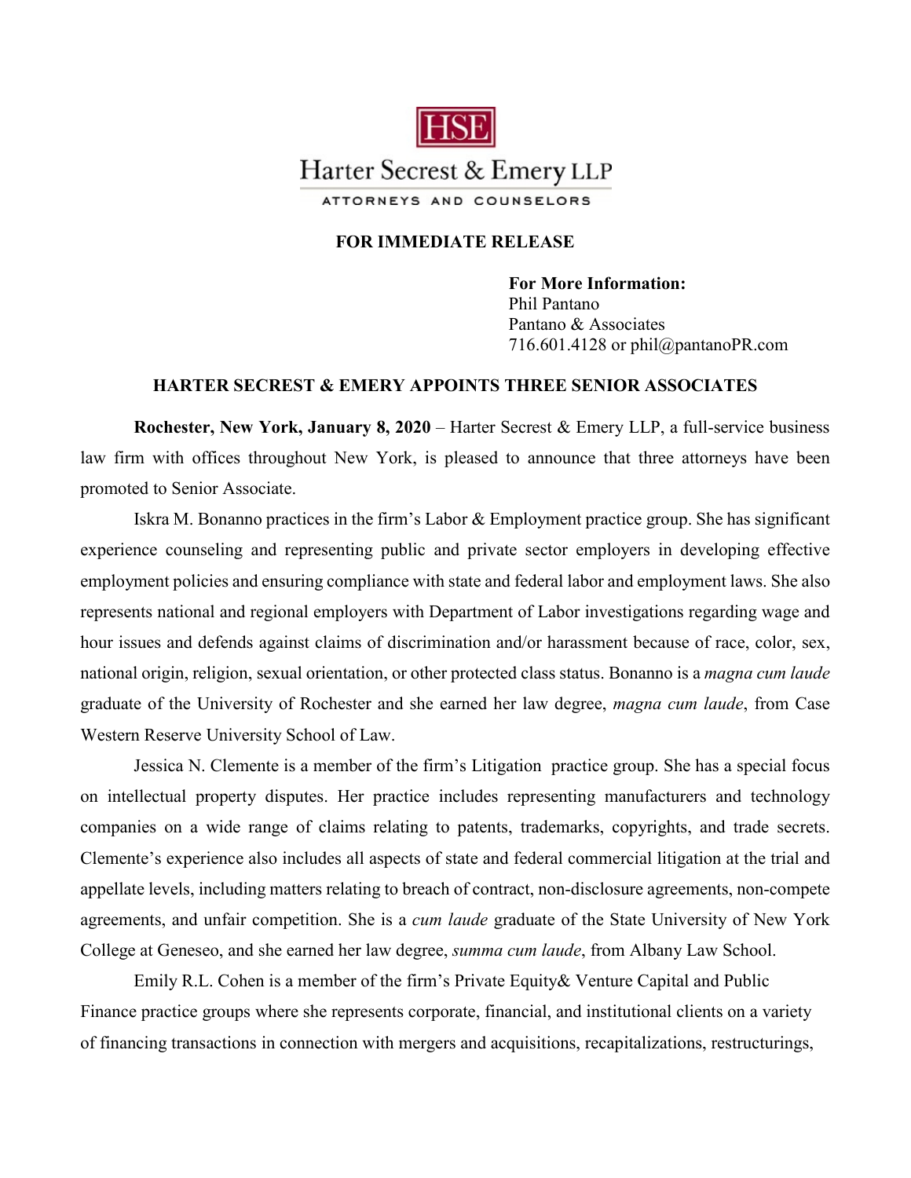HSE

Harter Secrest & Emery LLP

ATTORNEYS AND COUNSELORS

**FOR IMMEDIATE RELEASE**

**For More Information:**
Phil Pantano
Pantano & Associates
716.601.4128 or phil@pantanoPR.com

## HARTER SECREST & EMERY APPOINTS THREE SENIOR ASSOCIATES

**Rochester, New York, January 8, 2020** – Harter Secrest & Emery LLP, a full-service business law firm with offices throughout New York, is pleased to announce that three attorneys have been promoted to Senior Associate.

Iskra M. Bonanno practices in the firm's Labor & Employment practice group. She has significant experience counseling and representing public and private sector employers in developing effective employment policies and ensuring compliance with state and federal labor and employment laws. She also represents national and regional employers with Department of Labor investigations regarding wage and hour issues and defends against claims of discrimination and/or harassment because of race, color, sex, national origin, religion, sexual orientation, or other protected class status. Bonanno is a *magna cum laude* graduate of the University of Rochester and she earned her law degree, *magna cum laude*, from Case Western Reserve University School of Law.

Jessica N. Clemente is a member of the firm's Litigation practice group. She has a special focus on intellectual property disputes. Her practice includes representing manufacturers and technology companies on a wide range of claims relating to patents, trademarks, copyrights, and trade secrets. Clemente's experience also includes all aspects of state and federal commercial litigation at the trial and appellate levels, including matters relating to breach of contract, non-disclosure agreements, non-compete agreements, and unfair competition. She is a *cum laude* graduate of the State University of New York College at Geneseo, and she earned her law degree, *summa cum laude*, from Albany Law School.

Emily R.L. Cohen is a member of the firm's Private Equity& Venture Capital and Public Finance practice groups where she represents corporate, financial, and institutional clients on a variety of financing transactions in connection with mergers and acquisitions, recapitalizations, restructurings,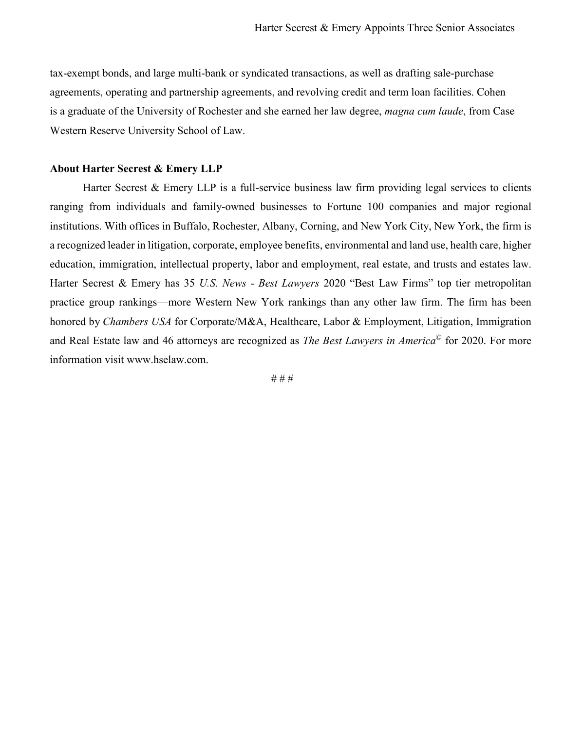tax-exempt bonds, and large multi-bank or syndicated transactions, as well as drafting sale-purchase agreements, operating and partnership agreements, and revolving credit and term loan facilities. Cohen is a graduate of the University of Rochester and she earned her law degree, *magna cum laude*, from Case Western Reserve University School of Law.

**About Harter Secrest & Emery LLP**

Harter Secrest & Emery LLP is a full-service business law firm providing legal services to clients ranging from individuals and family-owned businesses to Fortune 100 companies and major regional institutions. With offices in Buffalo, Rochester, Albany, Corning, and New York City, New York, the firm is a recognized leader in litigation, corporate, employee benefits, environmental and land use, health care, higher education, immigration, intellectual property, labor and employment, real estate, and trusts and estates law. Harter Secrest & Emery has 35 *U.S. News - Best Lawyers* 2020 "Best Law Firms" top tier metropolitan practice group rankings—more Western New York rankings than any other law firm. The firm has been honored by *Chambers USA* for Corporate/M&A, Healthcare, Labor & Employment, Litigation, Immigration and Real Estate law and 46 attorneys are recognized as *The Best Lawyers in America*© for 2020. For more information visit www.hselaw.com.

# # #